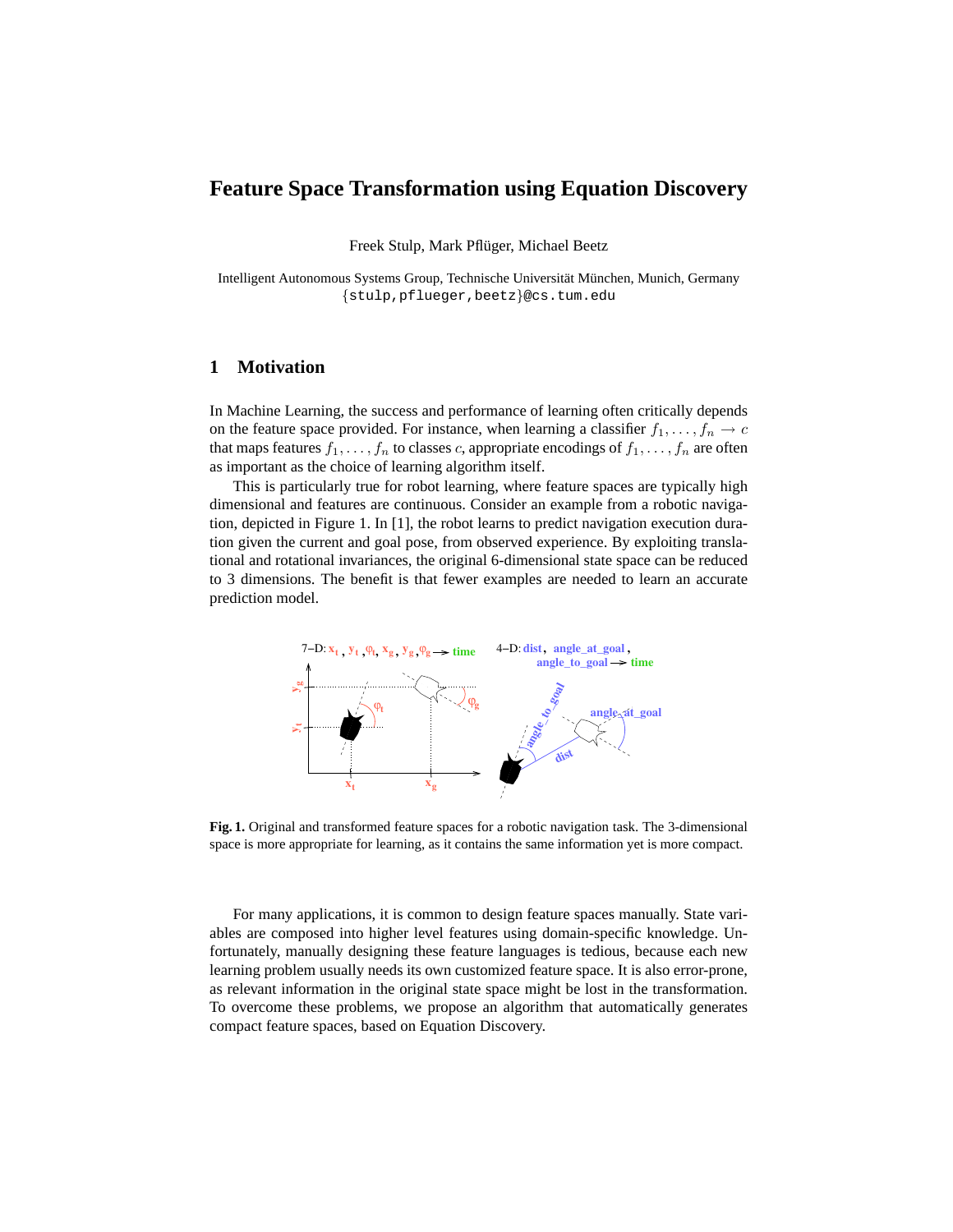# Feature Space Transformation using Equation Discovery

Freek Stulp, Mark Pflüger, Michael Beetz

Intelligent Autonomous Systems Group, Technische Universität München, Munich, Germany
{stulp,pflueger,beetz}@cs.tum.edu

## 1 Motivation

In Machine Learning, the success and performance of learning often critically depends on the feature space provided. For instance, when learning a classifier $f_1, \ldots, f_n \rightarrow c$ that maps features $f_1, \ldots, f_n$ to classes $c$, appropriate encodings of $f_1, \ldots, f_n$ are often as important as the choice of learning algorithm itself.

This is particularly true for robot learning, where feature spaces are typically high dimensional and features are continuous. Consider an example from a robotic navigation, depicted in Figure 1. In [1], the robot learns to predict navigation execution duration given the current and goal pose, from observed experience. By exploiting translational and rotational invariances, the original 6-dimensional state space can be reduced to 3 dimensions. The benefit is that fewer examples are needed to learn an accurate prediction model.

**Fig. 1.** Original and transformed feature spaces for a robotic navigation task. The 3-dimensional space is more appropriate for learning, as it contains the same information yet is more compact.

For many applications, it is common to design feature spaces manually. State variables are composed into higher level features using domain-specific knowledge. Unfortunately, manually designing these feature languages is tedious, because each new learning problem usually needs its own customized feature space. It is also error-prone, as relevant information in the original state space might be lost in the transformation. To overcome these problems, we propose an algorithm that automatically generates compact feature spaces, based on Equation Discovery.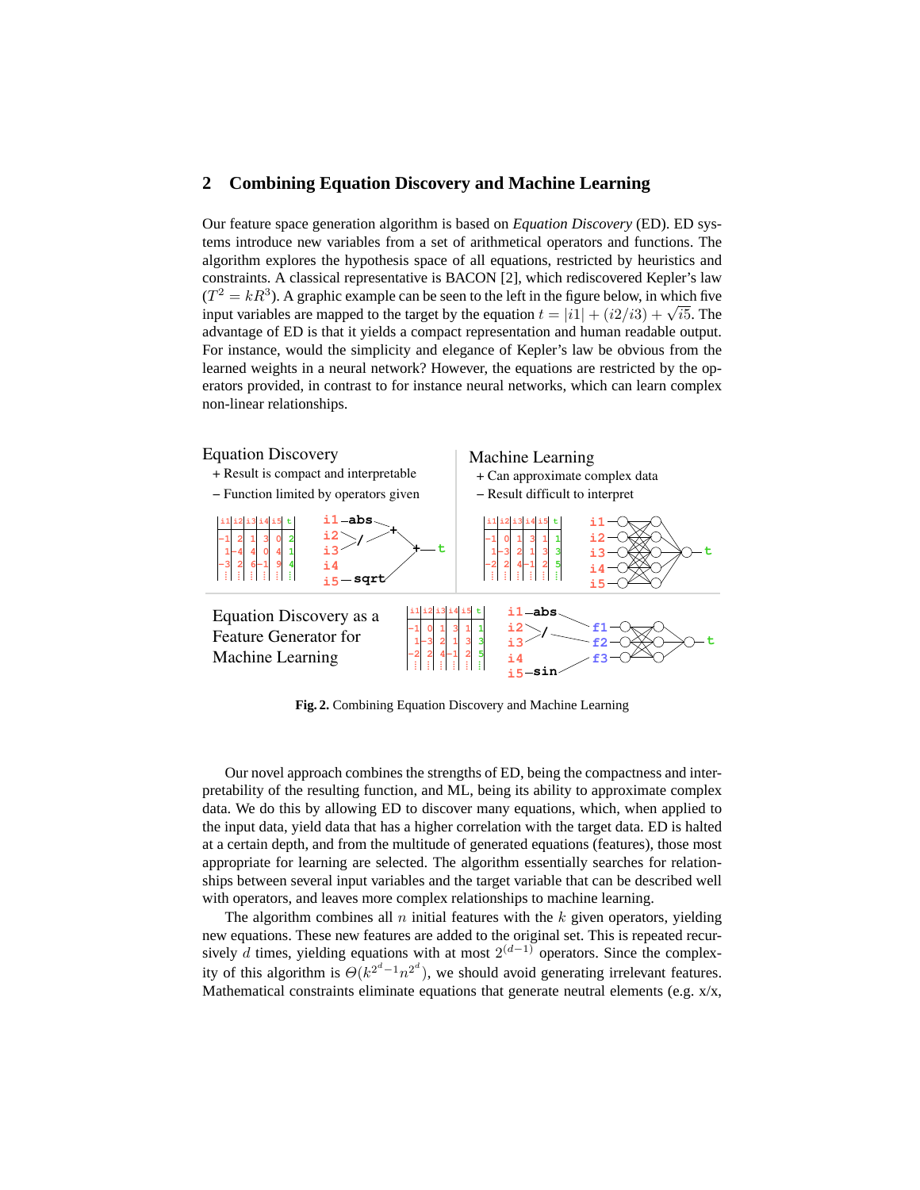## 2 Combining Equation Discovery and Machine Learning

Our feature space generation algorithm is based on *Equation Discovery* (ED). ED systems introduce new variables from a set of arithmetical operators and functions. The algorithm explores the hypothesis space of all equations, restricted by heuristics and constraints. A classical representative is BACON [2], which rediscovered Kepler's law ($T^2 = kR^3$). A graphic example can be seen to the left in the figure below, in which five input variables are mapped to the target by the equation $t = |i1| + (i2/i3) + \sqrt{i5}$. The advantage of ED is that it yields a compact representation and human readable output. For instance, would the simplicity and elegance of Kepler's law be obvious from the learned weights in a neural network? However, the equations are restricted by the operators provided, in contrast to for instance neural networks, which can learn complex non-linear relationships.

Equation Discovery
+ Result is compact and interpretable
– Function limited by operators given

Machine Learning
+ Can approximate complex data
– Result difficult to interpret

Equation Discovery as a Feature Generator for Machine Learning

**Fig. 2.** Combining Equation Discovery and Machine Learning

Our novel approach combines the strengths of ED, being the compactness and interpretability of the resulting function, and ML, being its ability to approximate complex data. We do this by allowing ED to discover many equations, which, when applied to the input data, yield data that has a higher correlation with the target data. ED is halted at a certain depth, and from the multitude of generated equations (features), those most appropriate for learning are selected. The algorithm essentially searches for relationships between several input variables and the target variable that can be described well with operators, and leaves more complex relationships to machine learning.

The algorithm combines all $n$ initial features with the $k$ given operators, yielding new equations. These new features are added to the original set. This is repeated recursively $d$ times, yielding equations with at most $2^{(d-1)}$ operators. Since the complexity of this algorithm is $\Theta(k^{2^d-1}n^{2^d})$, we should avoid generating irrelevant features. Mathematical constraints eliminate equations that generate neutral elements (e.g. x/x,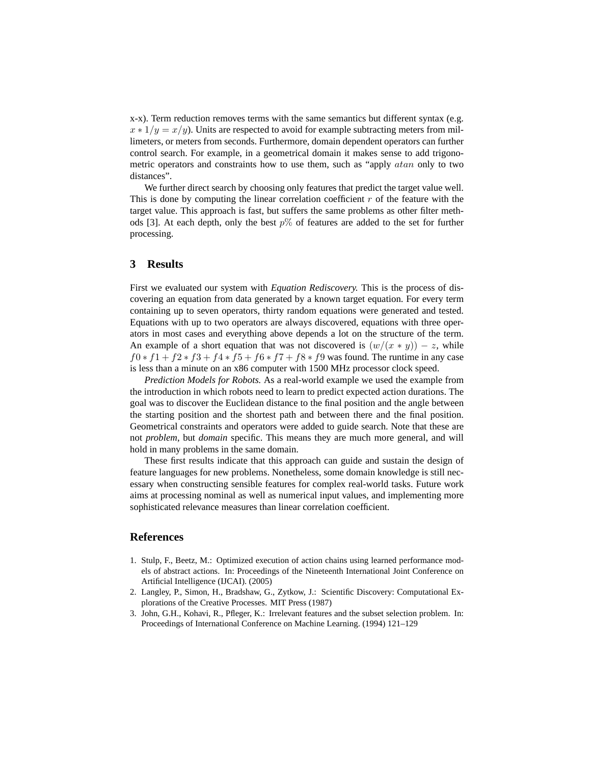x-x). Term reduction removes terms with the same semantics but different syntax (e.g. $x * 1/y = x/y$). Units are respected to avoid for example subtracting meters from millimeters, or meters from seconds. Furthermore, domain dependent operators can further control search. For example, in a geometrical domain it makes sense to add trigonometric operators and constraints how to use them, such as "apply $atan$ only to two distances".

We further direct search by choosing only features that predict the target value well. This is done by computing the linear correlation coefficient $r$ of the feature with the target value. This approach is fast, but suffers the same problems as other filter methods [3]. At each depth, only the best $p\%$ of features are added to the set for further processing.

## 3 Results

First we evaluated our system with *Equation Rediscovery.* This is the process of discovering an equation from data generated by a known target equation. For every term containing up to seven operators, thirty random equations were generated and tested. Equations with up to two operators are always discovered, equations with three operators in most cases and everything above depends a lot on the structure of the term. An example of a short equation that was not discovered is $(w/(x * y)) - z$, while $f0 * f1 + f2 * f3 + f4 * f5 + f6 * f7 + f8 * f9$ was found. The runtime in any case is less than a minute on an x86 computer with 1500 MHz processor clock speed.

*Prediction Models for Robots.* As a real-world example we used the example from the introduction in which robots need to learn to predict expected action durations. The goal was to discover the Euclidean distance to the final position and the angle between the starting position and the shortest path and between there and the final position. Geometrical constraints and operators were added to guide search. Note that these are not *problem*, but *domain* specific. This means they are much more general, and will hold in many problems in the same domain.

These first results indicate that this approach can guide and sustain the design of feature languages for new problems. Nonetheless, some domain knowledge is still necessary when constructing sensible features for complex real-world tasks. Future work aims at processing nominal as well as numerical input values, and implementing more sophisticated relevance measures than linear correlation coefficient.

## References

1. Stulp, F., Beetz, M.: Optimized execution of action chains using learned performance models of abstract actions. In: Proceedings of the Nineteenth International Joint Conference on Artificial Intelligence (IJCAI). (2005)
2. Langley, P., Simon, H., Bradshaw, G., Zytkow, J.: Scientific Discovery: Computational Explorations of the Creative Processes. MIT Press (1987)
3. John, G.H., Kohavi, R., Pfleger, K.: Irrelevant features and the subset selection problem. In: Proceedings of International Conference on Machine Learning. (1994) 121–129